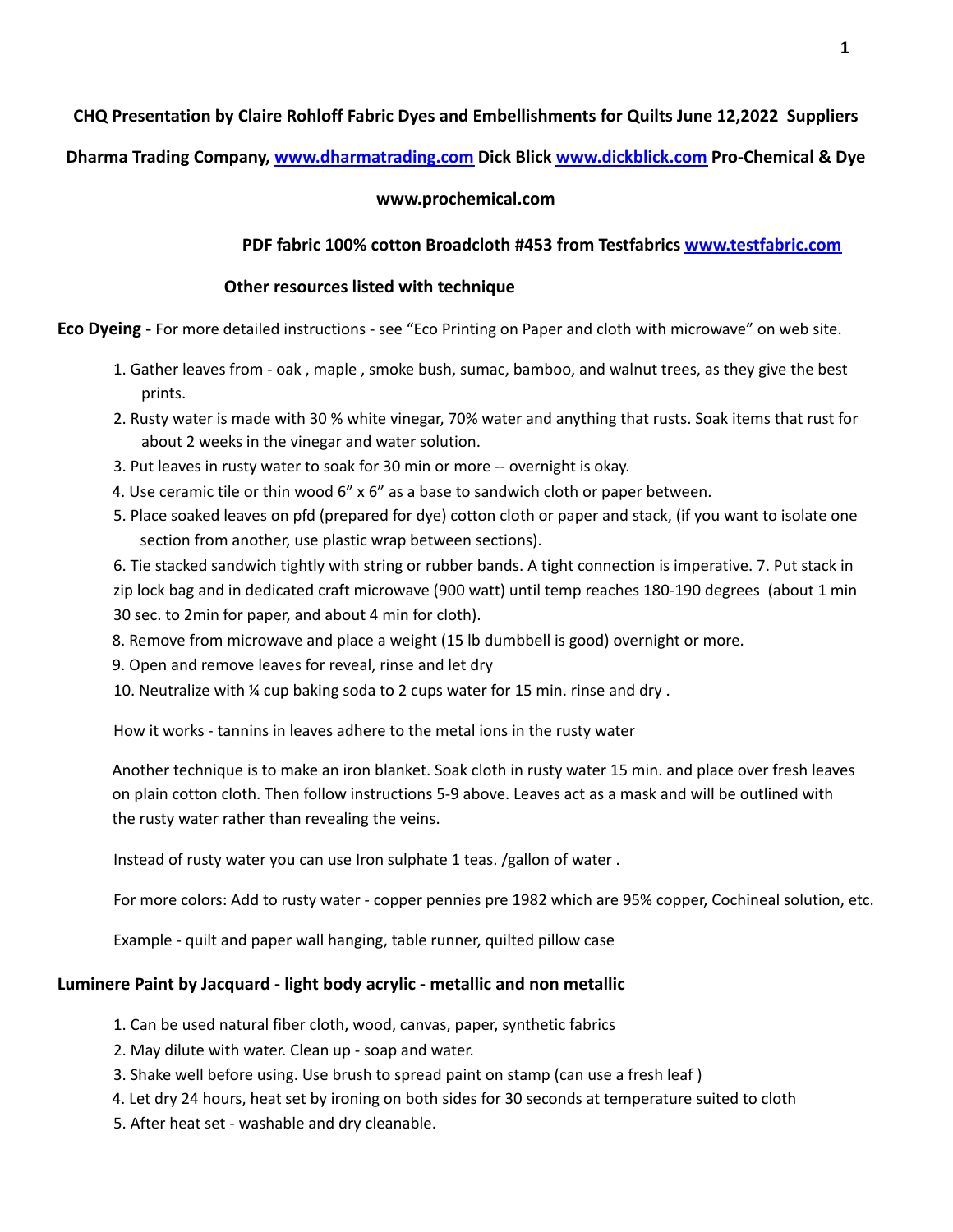**CHQ Presentation by Claire Rohloff Fabric Dyes and Embellishments for Quilts June 12,2022 Suppliers**

**Dharma Trading Company, [www.dharmatrading.com](http://www.dharmatrading.com) Dick Blick [www.dickblick.com](http://www.dickblick.com) Pro-Chemical & Dye www.prochemical.com**

**PDF fabric 100% cotton Broadcloth #453 from Testfabrics [www.testfabric.com](http://www.testfabric.com)**

**Other resources listed with technique**

**Eco Dyeing -** For more detailed instructions - see "Eco Printing on Paper and cloth with microwave" on web site.

1. Gather leaves from - oak , maple , smoke bush, sumac, bamboo, and walnut trees, as they give the best prints.
2. Rusty water is made with 30 % white vinegar, 70% water and anything that rusts. Soak items that rust for about 2 weeks in the vinegar and water solution.
3. Put leaves in rusty water to soak for 30 min or more -- overnight is okay.
4. Use ceramic tile or thin wood 6" x 6" as a base to sandwich cloth or paper between.
5. Place soaked leaves on pfd (prepared for dye) cotton cloth or paper and stack, (if you want to isolate one section from another, use plastic wrap between sections).

6. Tie stacked sandwich tightly with string or rubber bands. A tight connection is imperative. 7. Put stack in zip lock bag and in dedicated craft microwave (900 watt) until temp reaches 180-190 degrees (about 1 min 30 sec. to 2min for paper, and about 4 min for cloth).

8. Remove from microwave and place a weight (15 lb dumbbell is good) overnight or more.
9. Open and remove leaves for reveal, rinse and let dry
10. Neutralize with ¼ cup baking soda to 2 cups water for 15 min. rinse and dry .

How it works - tannins in leaves adhere to the metal ions in the rusty water

Another technique is to make an iron blanket. Soak cloth in rusty water 15 min. and place over fresh leaves on plain cotton cloth. Then follow instructions 5-9 above. Leaves act as a mask and will be outlined with the rusty water rather than revealing the veins.

Instead of rusty water you can use Iron sulphate 1 teas. /gallon of water .

For more colors: Add to rusty water - copper pennies pre 1982 which are 95% copper, Cochineal solution, etc.

Example - quilt and paper wall hanging, table runner, quilted pillow case

**Luminere Paint by Jacquard - light body acrylic - metallic and non metallic**

1. Can be used natural fiber cloth, wood, canvas, paper, synthetic fabrics
2. May dilute with water. Clean up - soap and water.
3. Shake well before using. Use brush to spread paint on stamp (can use a fresh leaf )
4. Let dry 24 hours, heat set by ironing on both sides for 30 seconds at temperature suited to cloth
5. After heat set - washable and dry cleanable.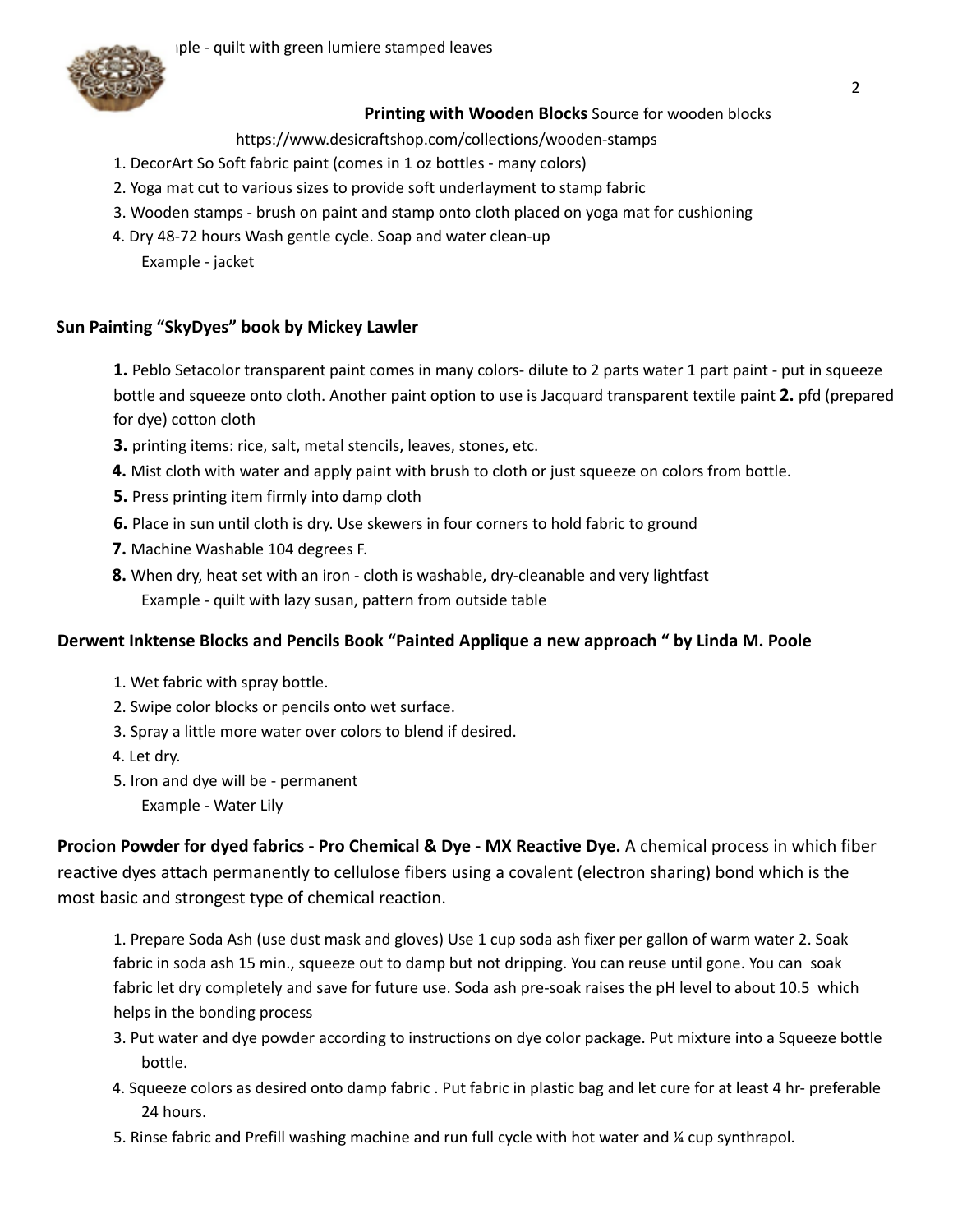ıple - quilt with green lumiere stamped leaves

**Printing with Wooden Blocks** Source for wooden blocks https://www.desicraftshop.com/collections/wooden-stamps

1. DecorArt So Soft fabric paint (comes in 1 oz bottles - many colors)
2. Yoga mat cut to various sizes to provide soft underlayment to stamp fabric
3. Wooden stamps - brush on paint and stamp onto cloth placed on yoga mat for cushioning
4. Dry 48-72 hours Wash gentle cycle. Soap and water clean-up
   Example - jacket

### Sun Painting "SkyDyes" book by Mickey Lawler

**1.** Peblo Setacolor transparent paint comes in many colors- dilute to 2 parts water 1 part paint - put in squeeze bottle and squeeze onto cloth. Another paint option to use is Jacquard transparent textile paint **2.** pfd (prepared for dye) cotton cloth

**3.** printing items: rice, salt, metal stencils, leaves, stones, etc.

**4.** Mist cloth with water and apply paint with brush to cloth or just squeeze on colors from bottle.

**5.** Press printing item firmly into damp cloth

**6.** Place in sun until cloth is dry. Use skewers in four corners to hold fabric to ground

**7.** Machine Washable 104 degrees F.

**8.** When dry, heat set with an iron - cloth is washable, dry-cleanable and very lightfast
   Example - quilt with lazy susan, pattern from outside table

### Derwent Inktense Blocks and Pencils Book "Painted Applique a new approach " by Linda M. Poole

1. Wet fabric with spray bottle.
2. Swipe color blocks or pencils onto wet surface.
3. Spray a little more water over colors to blend if desired.
4. Let dry.
5. Iron and dye will be - permanent
   Example - Water Lily

**Procion Powder for dyed fabrics - Pro Chemical & Dye - MX Reactive Dye.** A chemical process in which fiber reactive dyes attach permanently to cellulose fibers using a covalent (electron sharing) bond which is the most basic and strongest type of chemical reaction.

1. Prepare Soda Ash (use dust mask and gloves) Use 1 cup soda ash fixer per gallon of warm water 2. Soak fabric in soda ash 15 min., squeeze out to damp but not dripping. You can reuse until gone. You can soak fabric let dry completely and save for future use. Soda ash pre-soak raises the pH level to about 10.5 which helps in the bonding process
3. Put water and dye powder according to instructions on dye color package. Put mixture into a Squeeze bottle bottle.
4. Squeeze colors as desired onto damp fabric . Put fabric in plastic bag and let cure for at least 4 hr- preferable 24 hours.
5. Rinse fabric and Prefill washing machine and run full cycle with hot water and ¼ cup synthrapol.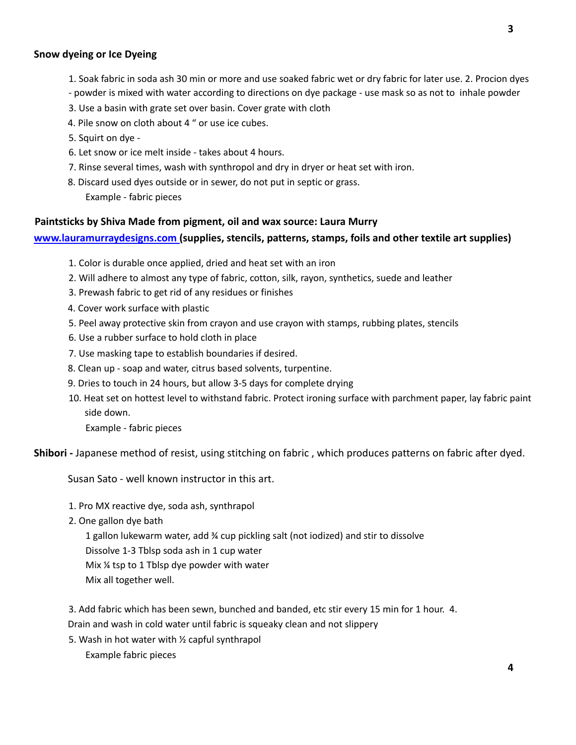**Snow dyeing or Ice Dyeing**

1. Soak fabric in soda ash 30 min or more and use soaked fabric wet or dry fabric for later use. 2. Procion dyes - powder is mixed with water according to directions on dye package - use mask so as not to inhale powder
3. Use a basin with grate set over basin. Cover grate with cloth
4. Pile snow on cloth about 4 " or use ice cubes.
5. Squirt on dye -
6. Let snow or ice melt inside - takes about 4 hours.
7. Rinse several times, wash with synthropol and dry in dryer or heat set with iron.
8. Discard used dyes outside or in sewer, do not put in septic or grass.

   Example - fabric pieces

**Paintsticks by Shiva Made from pigment, oil and wax source: Laura Murry**

**www.lauramurraydesigns.com (supplies, stencils, patterns, stamps, foils and other textile art supplies)**

1. Color is durable once applied, dried and heat set with an iron
2. Will adhere to almost any type of fabric, cotton, silk, rayon, synthetics, suede and leather
3. Prewash fabric to get rid of any residues or finishes
4. Cover work surface with plastic
5. Peel away protective skin from crayon and use crayon with stamps, rubbing plates, stencils
6. Use a rubber surface to hold cloth in place
7. Use masking tape to establish boundaries if desired.
8. Clean up - soap and water, citrus based solvents, turpentine.
9. Dries to touch in 24 hours, but allow 3-5 days for complete drying
10. Heat set on hottest level to withstand fabric. Protect ironing surface with parchment paper, lay fabric paint side down.

    Example - fabric pieces

**Shibori -** Japanese method of resist, using stitching on fabric , which produces patterns on fabric after dyed.

Susan Sato - well known instructor in this art.

1. Pro MX reactive dye, soda ash, synthrapol
2. One gallon dye bath

   1 gallon lukewarm water, add ¾ cup pickling salt (not iodized) and stir to dissolve
   Dissolve 1-3 Tblsp soda ash in 1 cup water
   Mix ¼ tsp to 1 Tblsp dye powder with water
   Mix all together well.

3. Add fabric which has been sewn, bunched and banded, etc stir every 15 min for 1 hour. 4. Drain and wash in cold water until fabric is squeaky clean and not slippery
5. Wash in hot water with ½ capful synthrapol

   Example fabric pieces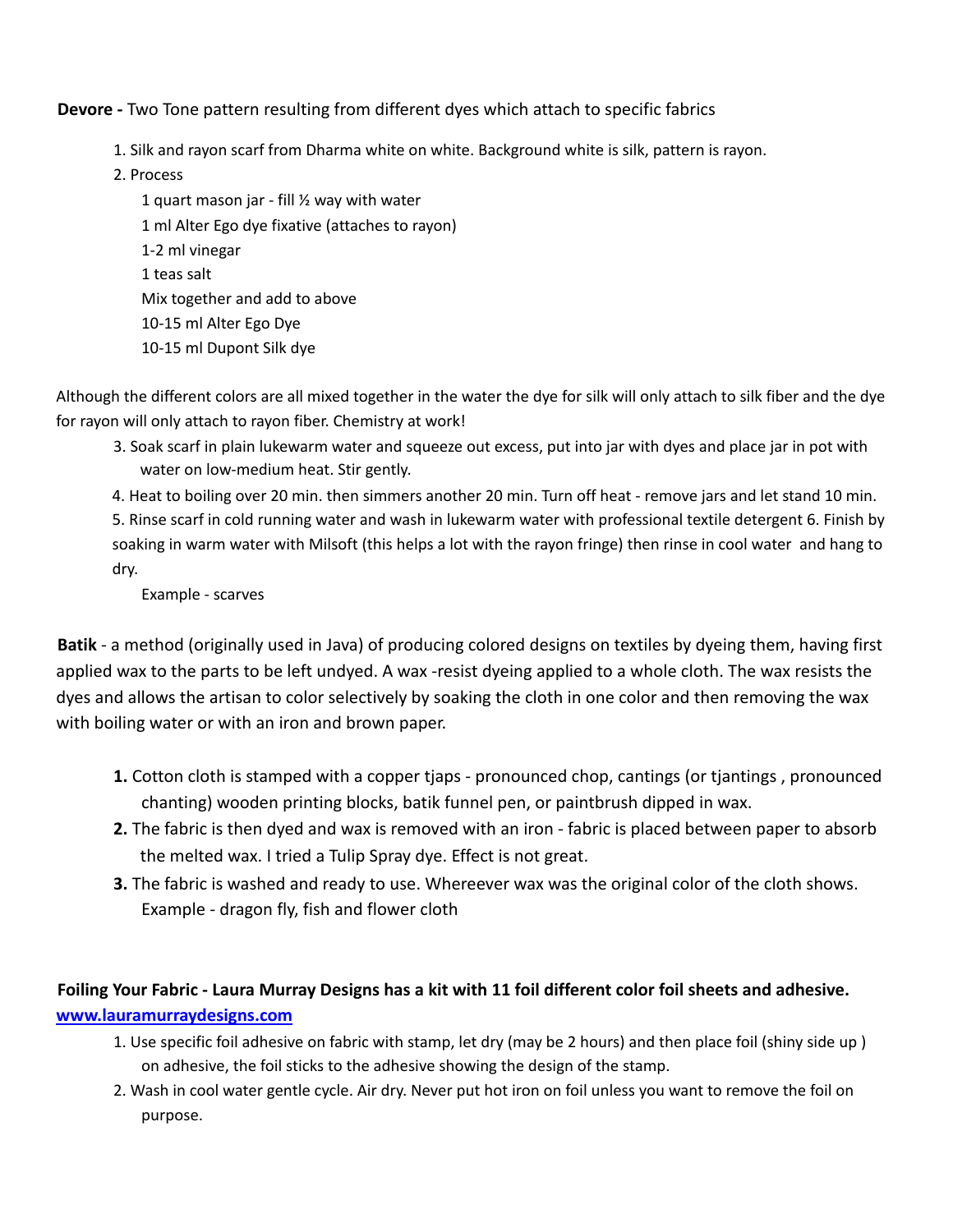**Devore -** Two Tone pattern resulting from different dyes which attach to specific fabrics

1. Silk and rayon scarf from Dharma white on white. Background white is silk, pattern is rayon.
2. Process

   1 quart mason jar - fill ½ way with water
   1 ml Alter Ego dye fixative (attaches to rayon)
   1-2 ml vinegar
   1 teas salt
   Mix together and add to above
   10-15 ml Alter Ego Dye
   10-15 ml Dupont Silk dye

Although the different colors are all mixed together in the water the dye for silk will only attach to silk fiber and the dye for rayon will only attach to rayon fiber. Chemistry at work!

3. Soak scarf in plain lukewarm water and squeeze out excess, put into jar with dyes and place jar in pot with water on low-medium heat. Stir gently.
4. Heat to boiling over 20 min. then simmers another 20 min. Turn off heat - remove jars and let stand 10 min.
5. Rinse scarf in cold running water and wash in lukewarm water with professional textile detergent 6. Finish by soaking in warm water with Milsoft (this helps a lot with the rayon fringe) then rinse in cool water and hang to dry.

   Example - scarves

**Batik** - a method (originally used in Java) of producing colored designs on textiles by dyeing them, having first applied wax to the parts to be left undyed. A wax -resist dyeing applied to a whole cloth. The wax resists the dyes and allows the artisan to color selectively by soaking the cloth in one color and then removing the wax with boiling water or with an iron and brown paper.

1. Cotton cloth is stamped with a copper tjaps - pronounced chop, cantings (or tjantings , pronounced chanting) wooden printing blocks, batik funnel pen, or paintbrush dipped in wax.
2. The fabric is then dyed and wax is removed with an iron - fabric is placed between paper to absorb the melted wax. I tried a Tulip Spray dye. Effect is not great.
3. The fabric is washed and ready to use. Whereever wax was the original color of the cloth shows.
   Example - dragon fly, fish and flower cloth

**Foiling Your Fabric - Laura Murray Designs has a kit with 11 foil different color foil sheets and adhesive.**
**[www.lauramurraydesigns.com](http://www.lauramurraydesigns.com)**

1. Use specific foil adhesive on fabric with stamp, let dry (may be 2 hours) and then place foil (shiny side up ) on adhesive, the foil sticks to the adhesive showing the design of the stamp.
2. Wash in cool water gentle cycle. Air dry. Never put hot iron on foil unless you want to remove the foil on purpose.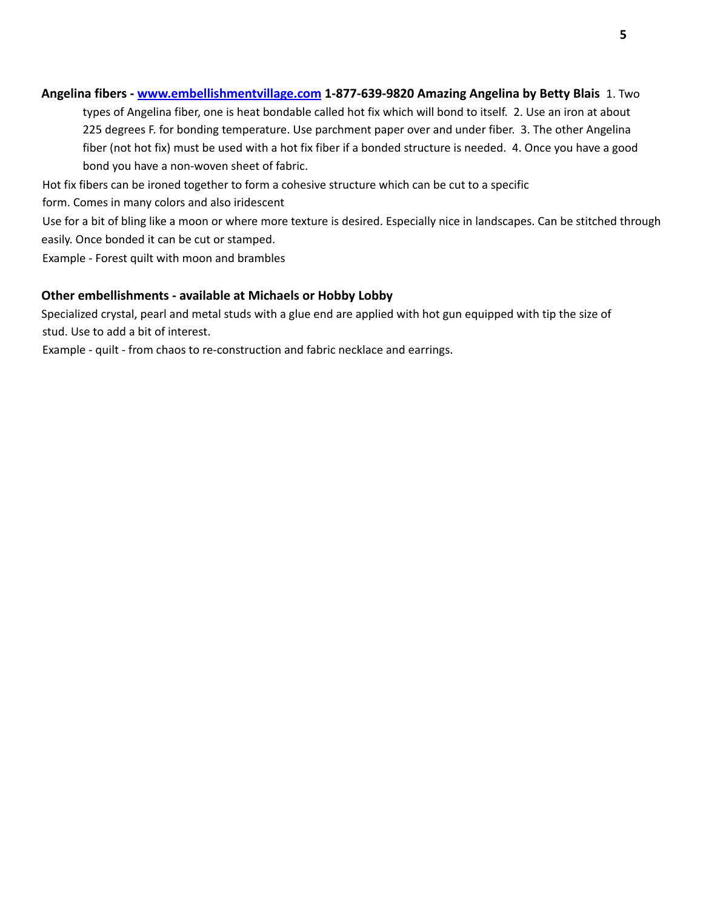**Angelina fibers - [www.embellishmentvillage.com](http://www.embellishmentvillage.com) 1-877-639-9820 Amazing Angelina by Betty Blais** 1. Two types of Angelina fiber, one is heat bondable called hot fix which will bond to itself. 2. Use an iron at about 225 degrees F. for bonding temperature. Use parchment paper over and under fiber. 3. The other Angelina fiber (not hot fix) must be used with a hot fix fiber if a bonded structure is needed. 4. Once you have a good bond you have a non-woven sheet of fabric.

Hot fix fibers can be ironed together to form a cohesive structure which can be cut to a specific form. Comes in many colors and also iridescent

Use for a bit of bling like a moon or where more texture is desired. Especially nice in landscapes. Can be stitched through easily. Once bonded it can be cut or stamped.

Example - Forest quilt with moon and brambles

**Other embellishments - available at Michaels or Hobby Lobby**

Specialized crystal, pearl and metal studs with a glue end are applied with hot gun equipped with tip the size of stud. Use to add a bit of interest.

Example - quilt - from chaos to re-construction and fabric necklace and earrings.